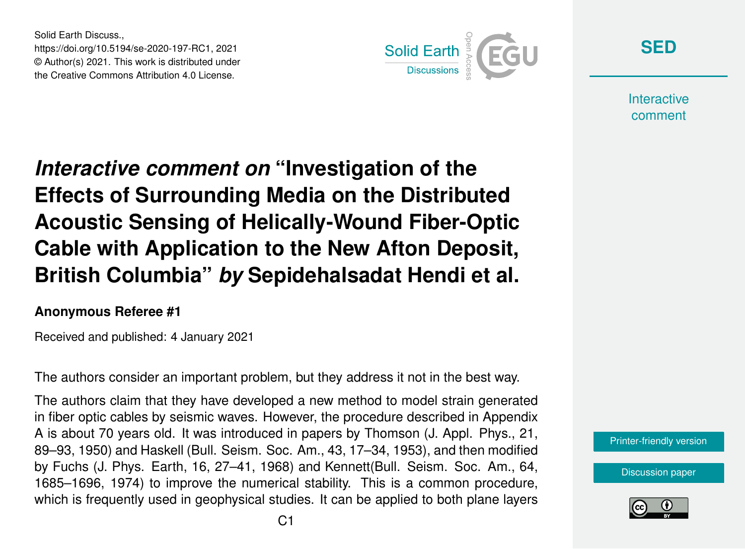Solid Earth Discuss.,
https://doi.org/10.5194/se-2020-197-RC1, 2021
© Author(s) 2021. This work is distributed under
the Creative Commons Attribution 4.0 License.

# *Interactive comment on* "Investigation of the Effects of Surrounding Media on the Distributed Acoustic Sensing of Helically-Wound Fiber-Optic Cable with Application to the New Afton Deposit, British Columbia" *by* Sepidehalsadat Hendi et al.

**Anonymous Referee #1**

Received and published: 4 January 2021

The authors consider an important problem, but they address it not in the best way.

The authors claim that they have developed a new method to model strain generated in fiber optic cables by seismic waves. However, the procedure described in Appendix A is about 70 years old. It was introduced in papers by Thomson (J. Appl. Phys., 21, 89–93, 1950) and Haskell (Bull. Seism. Soc. Am., 43, 17–34, 1953), and then modified by Fuchs (J. Phys. Earth, 16, 27–41, 1968) and Kennett(Bull. Seism. Soc. Am., 64, 1685–1696, 1974) to improve the numerical stability. This is a common procedure, which is frequently used in geophysical studies. It can be applied to both plane layers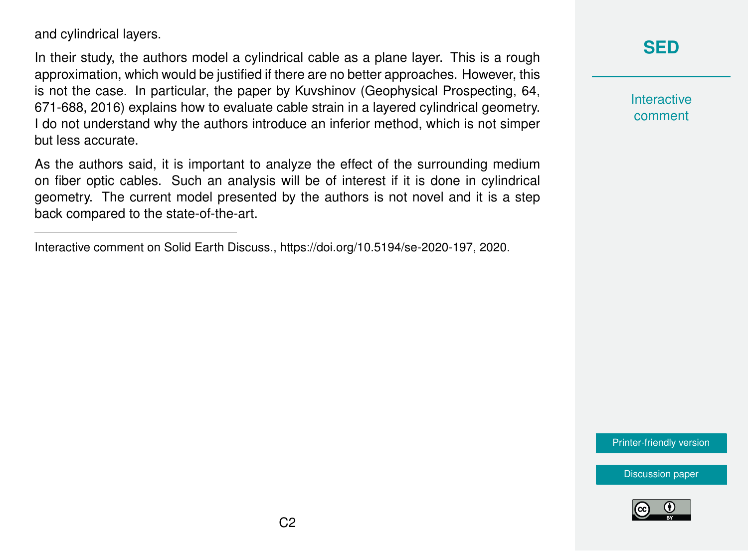and cylindrical layers.

In their study, the authors model a cylindrical cable as a plane layer. This is a rough approximation, which would be justified if there are no better approaches. However, this is not the case. In particular, the paper by Kuvshinov (Geophysical Prospecting, 64, 671-688, 2016) explains how to evaluate cable strain in a layered cylindrical geometry. I do not understand why the authors introduce an inferior method, which is not simper but less accurate.

As the authors said, it is important to analyze the effect of the surrounding medium on fiber optic cables. Such an analysis will be of interest if it is done in cylindrical geometry. The current model presented by the authors is not novel and it is a step back compared to the state-of-the-art.

---

Interactive comment on Solid Earth Discuss., https://doi.org/10.5194/se-2020-197, 2020.